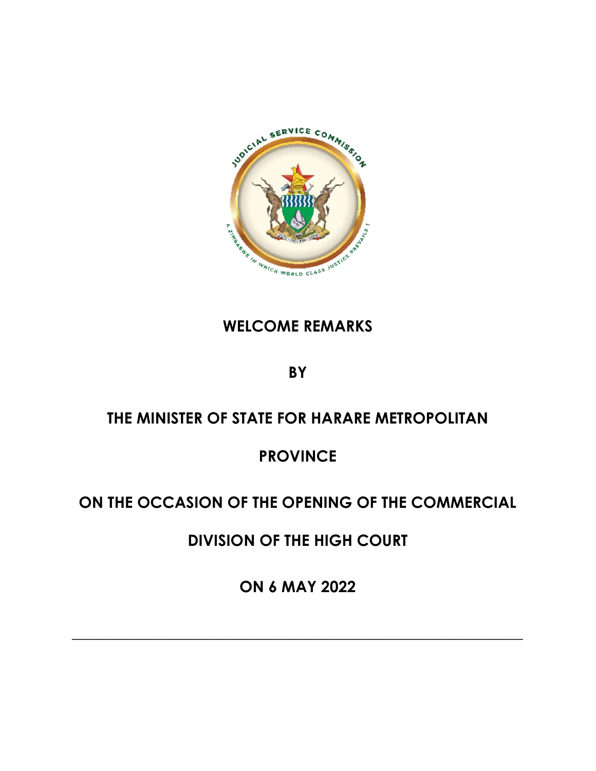# WELCOME REMARKS

## BY

## THE MINISTER OF STATE FOR HARARE METROPOLITAN PROVINCE

## ON THE OCCASION OF THE OPENING OF THE COMMERCIAL DIVISION OF THE HIGH COURT

## ON 6 MAY 2022

---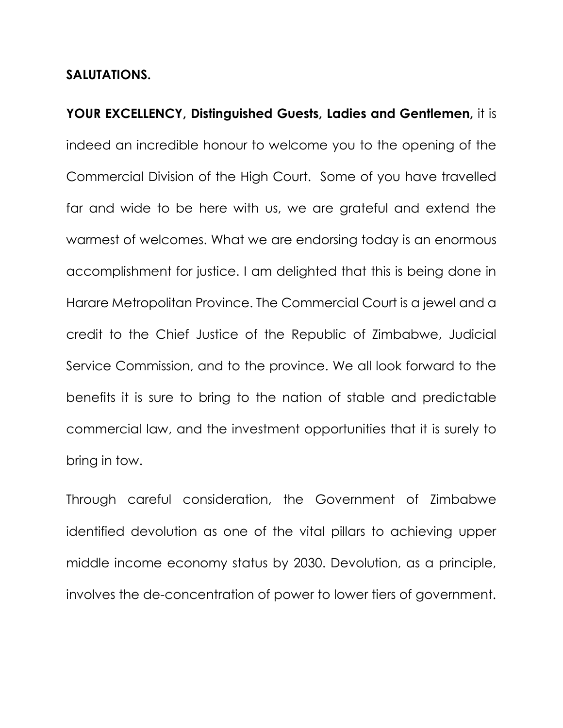**SALUTATIONS.**

**YOUR EXCELLENCY, Distinguished Guests, Ladies and Gentlemen,** it is indeed an incredible honour to welcome you to the opening of the Commercial Division of the High Court. Some of you have travelled far and wide to be here with us, we are grateful and extend the warmest of welcomes. What we are endorsing today is an enormous accomplishment for justice. I am delighted that this is being done in Harare Metropolitan Province. The Commercial Court is a jewel and a credit to the Chief Justice of the Republic of Zimbabwe, Judicial Service Commission, and to the province. We all look forward to the benefits it is sure to bring to the nation of stable and predictable commercial law, and the investment opportunities that it is surely to bring in tow.

Through careful consideration, the Government of Zimbabwe identified devolution as one of the vital pillars to achieving upper middle income economy status by 2030. Devolution, as a principle, involves the de-concentration of power to lower tiers of government.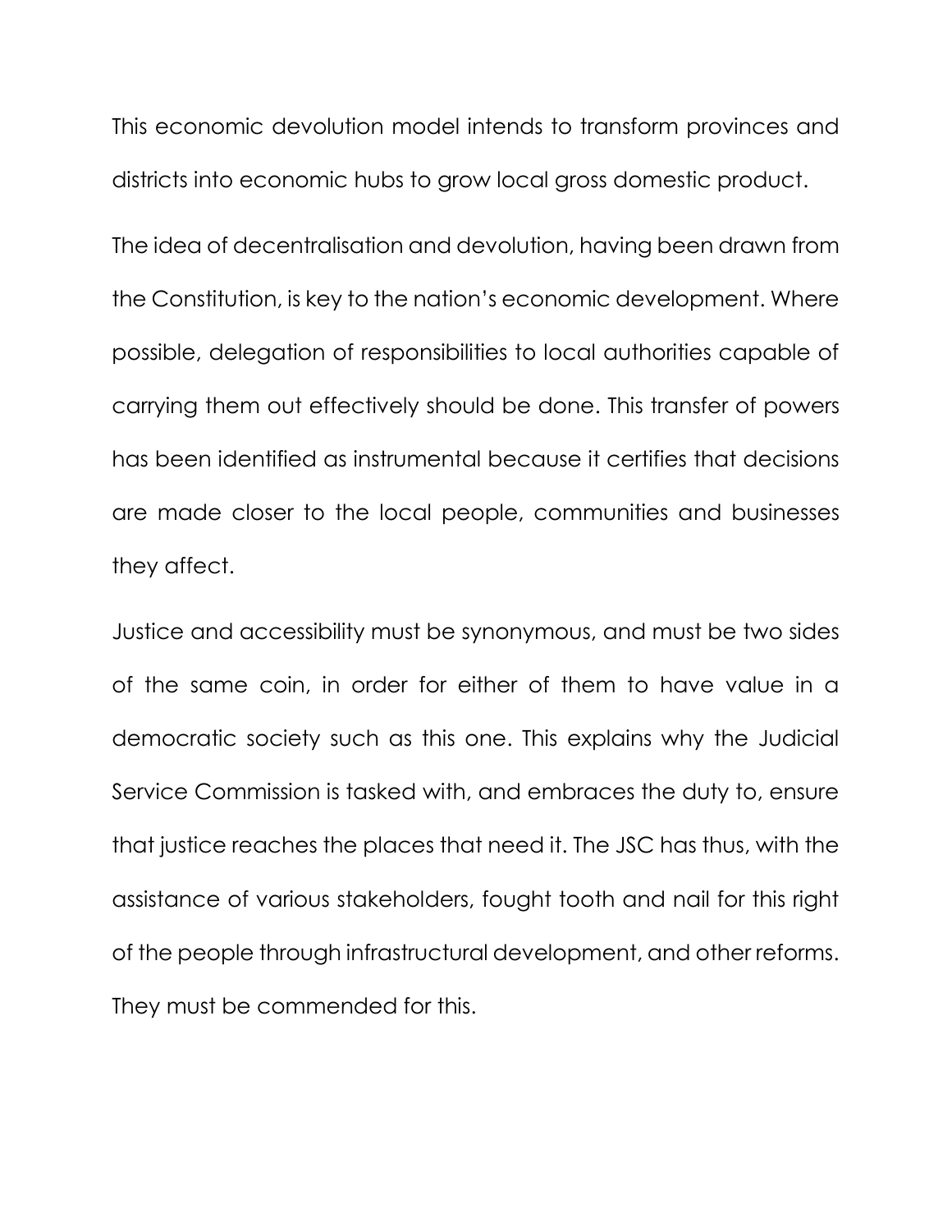This economic devolution model intends to transform provinces and districts into economic hubs to grow local gross domestic product.

The idea of decentralisation and devolution, having been drawn from the Constitution, is key to the nation's economic development. Where possible, delegation of responsibilities to local authorities capable of carrying them out effectively should be done. This transfer of powers has been identified as instrumental because it certifies that decisions are made closer to the local people, communities and businesses they affect.

Justice and accessibility must be synonymous, and must be two sides of the same coin, in order for either of them to have value in a democratic society such as this one. This explains why the Judicial Service Commission is tasked with, and embraces the duty to, ensure that justice reaches the places that need it. The JSC has thus, with the assistance of various stakeholders, fought tooth and nail for this right of the people through infrastructural development, and other reforms. They must be commended for this.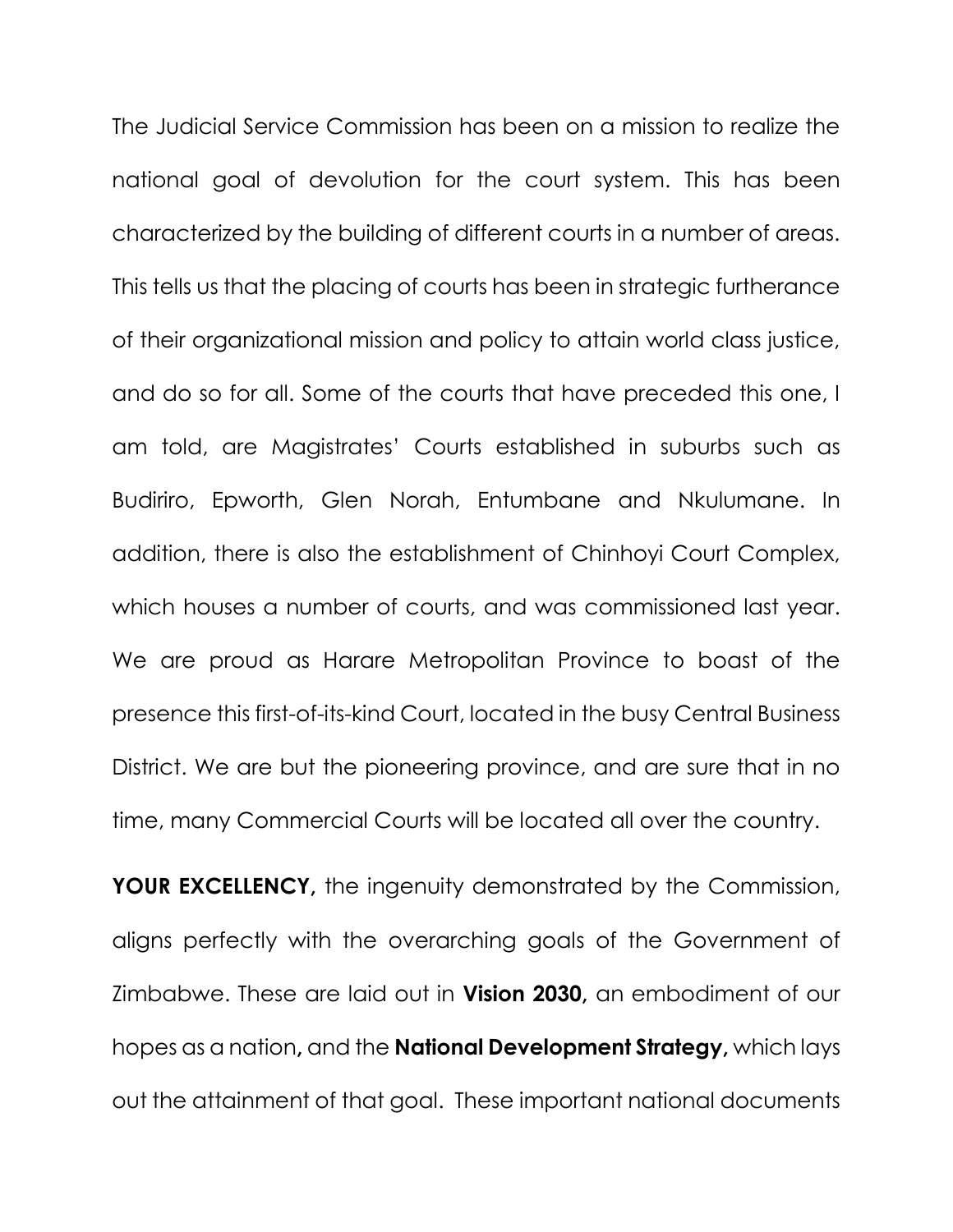The Judicial Service Commission has been on a mission to realize the national goal of devolution for the court system. This has been characterized by the building of different courts in a number of areas. This tells us that the placing of courts has been in strategic furtherance of their organizational mission and policy to attain world class justice, and do so for all. Some of the courts that have preceded this one, I am told, are Magistrates' Courts established in suburbs such as Budiriro, Epworth, Glen Norah, Entumbane and Nkulumane. In addition, there is also the establishment of Chinhoyi Court Complex, which houses a number of courts, and was commissioned last year. We are proud as Harare Metropolitan Province to boast of the presence this first-of-its-kind Court, located in the busy Central Business District. We are but the pioneering province, and are sure that in no time, many Commercial Courts will be located all over the country.

**YOUR EXCELLENCY,** the ingenuity demonstrated by the Commission, aligns perfectly with the overarching goals of the Government of Zimbabwe. These are laid out in **Vision 2030,** an embodiment of our hopes as a nation**,** and the **National Development Strategy,** which lays out the attainment of that goal. These important national documents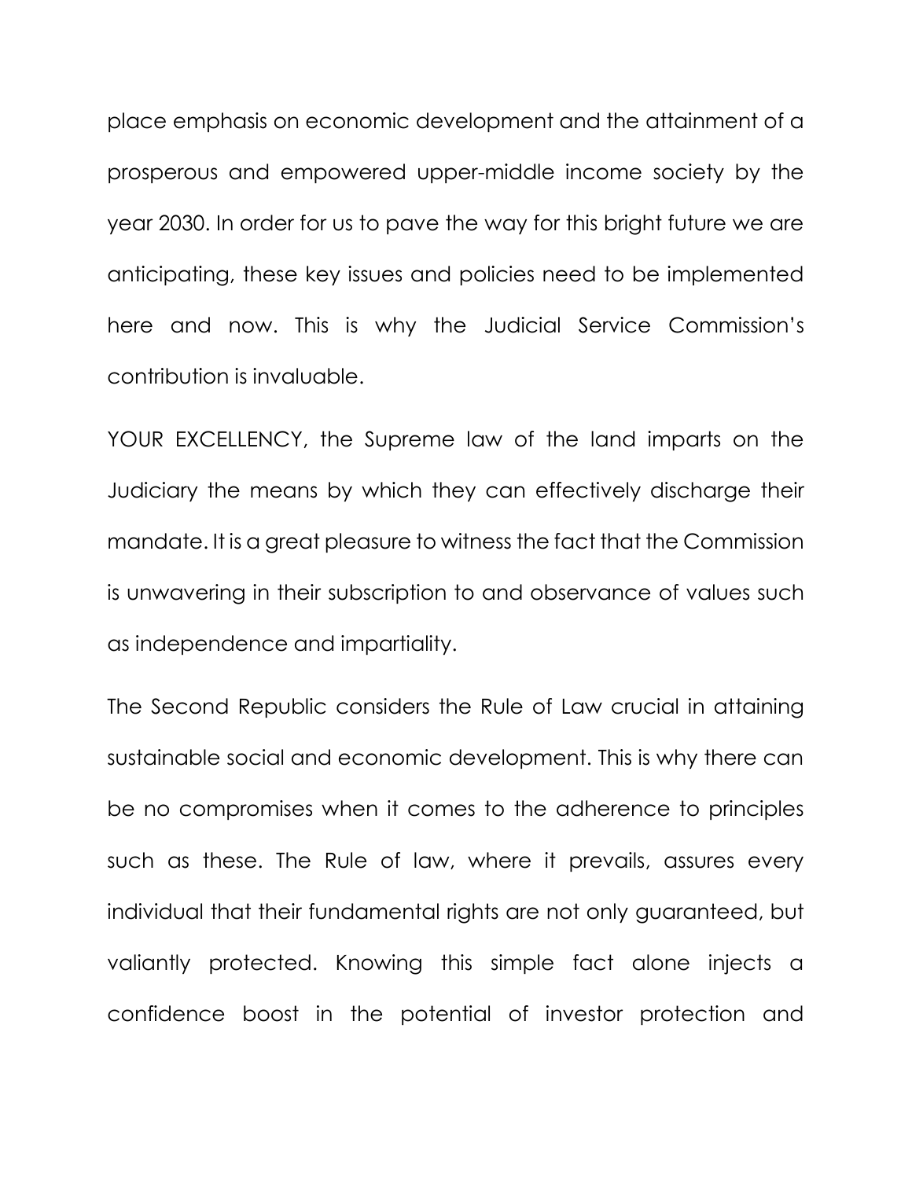place emphasis on economic development and the attainment of a prosperous and empowered upper-middle income society by the year 2030. In order for us to pave the way for this bright future we are anticipating, these key issues and policies need to be implemented here and now. This is why the Judicial Service Commission's contribution is invaluable.

YOUR EXCELLENCY, the Supreme law of the land imparts on the Judiciary the means by which they can effectively discharge their mandate. It is a great pleasure to witness the fact that the Commission is unwavering in their subscription to and observance of values such as independence and impartiality.

The Second Republic considers the Rule of Law crucial in attaining sustainable social and economic development. This is why there can be no compromises when it comes to the adherence to principles such as these. The Rule of law, where it prevails, assures every individual that their fundamental rights are not only guaranteed, but valiantly protected. Knowing this simple fact alone injects a confidence boost in the potential of investor protection and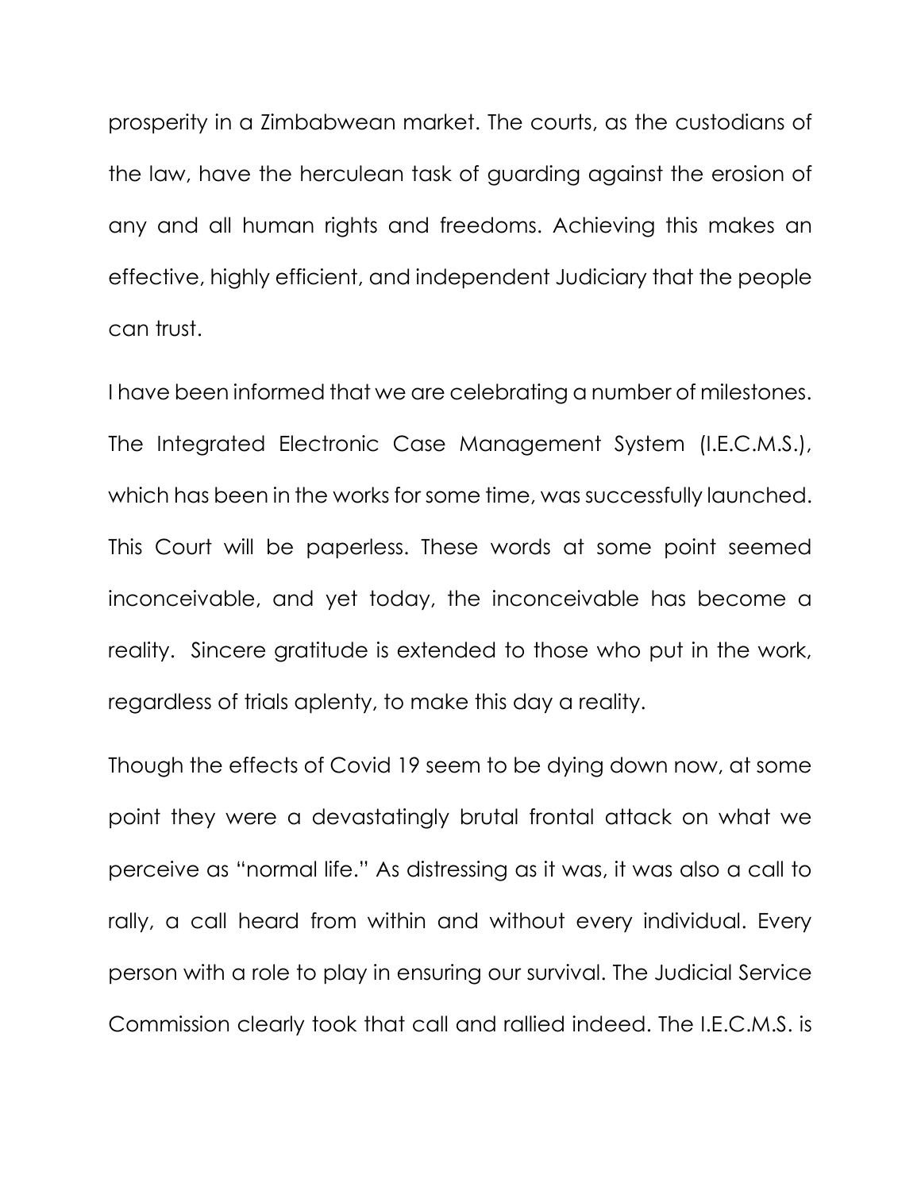prosperity in a Zimbabwean market. The courts, as the custodians of the law, have the herculean task of guarding against the erosion of any and all human rights and freedoms. Achieving this makes an effective, highly efficient, and independent Judiciary that the people can trust.

I have been informed that we are celebrating a number of milestones. The Integrated Electronic Case Management System (I.E.C.M.S.), which has been in the works for some time, was successfully launched. This Court will be paperless. These words at some point seemed inconceivable, and yet today, the inconceivable has become a reality. Sincere gratitude is extended to those who put in the work, regardless of trials aplenty, to make this day a reality.

Though the effects of Covid 19 seem to be dying down now, at some point they were a devastatingly brutal frontal attack on what we perceive as "normal life." As distressing as it was, it was also a call to rally, a call heard from within and without every individual. Every person with a role to play in ensuring our survival. The Judicial Service Commission clearly took that call and rallied indeed. The I.E.C.M.S. is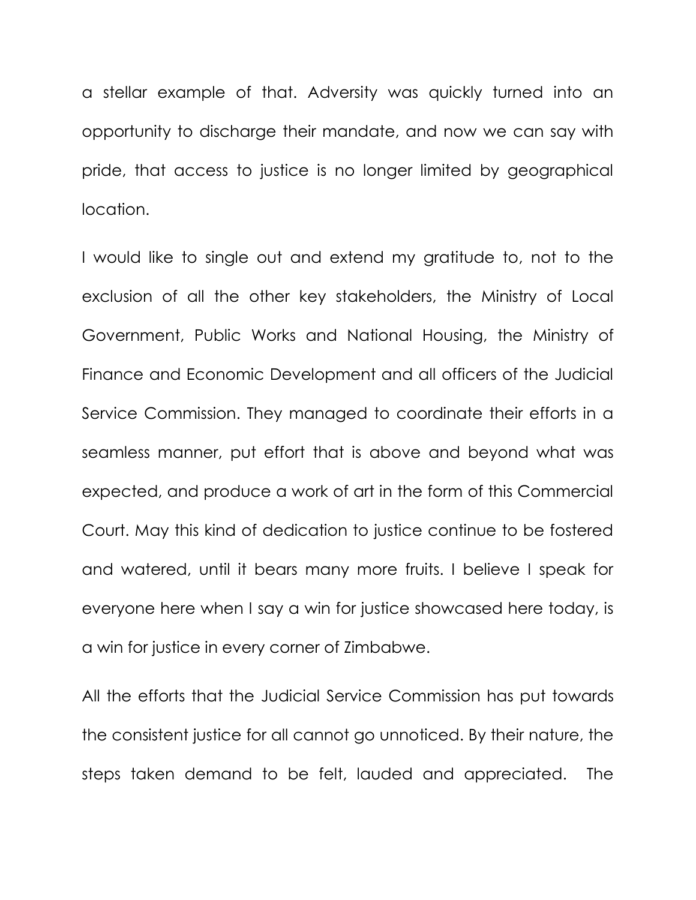a stellar example of that. Adversity was quickly turned into an opportunity to discharge their mandate, and now we can say with pride, that access to justice is no longer limited by geographical location.

I would like to single out and extend my gratitude to, not to the exclusion of all the other key stakeholders, the Ministry of Local Government, Public Works and National Housing, the Ministry of Finance and Economic Development and all officers of the Judicial Service Commission. They managed to coordinate their efforts in a seamless manner, put effort that is above and beyond what was expected, and produce a work of art in the form of this Commercial Court. May this kind of dedication to justice continue to be fostered and watered, until it bears many more fruits. I believe I speak for everyone here when I say a win for justice showcased here today, is a win for justice in every corner of Zimbabwe.

All the efforts that the Judicial Service Commission has put towards the consistent justice for all cannot go unnoticed. By their nature, the steps taken demand to be felt, lauded and appreciated. The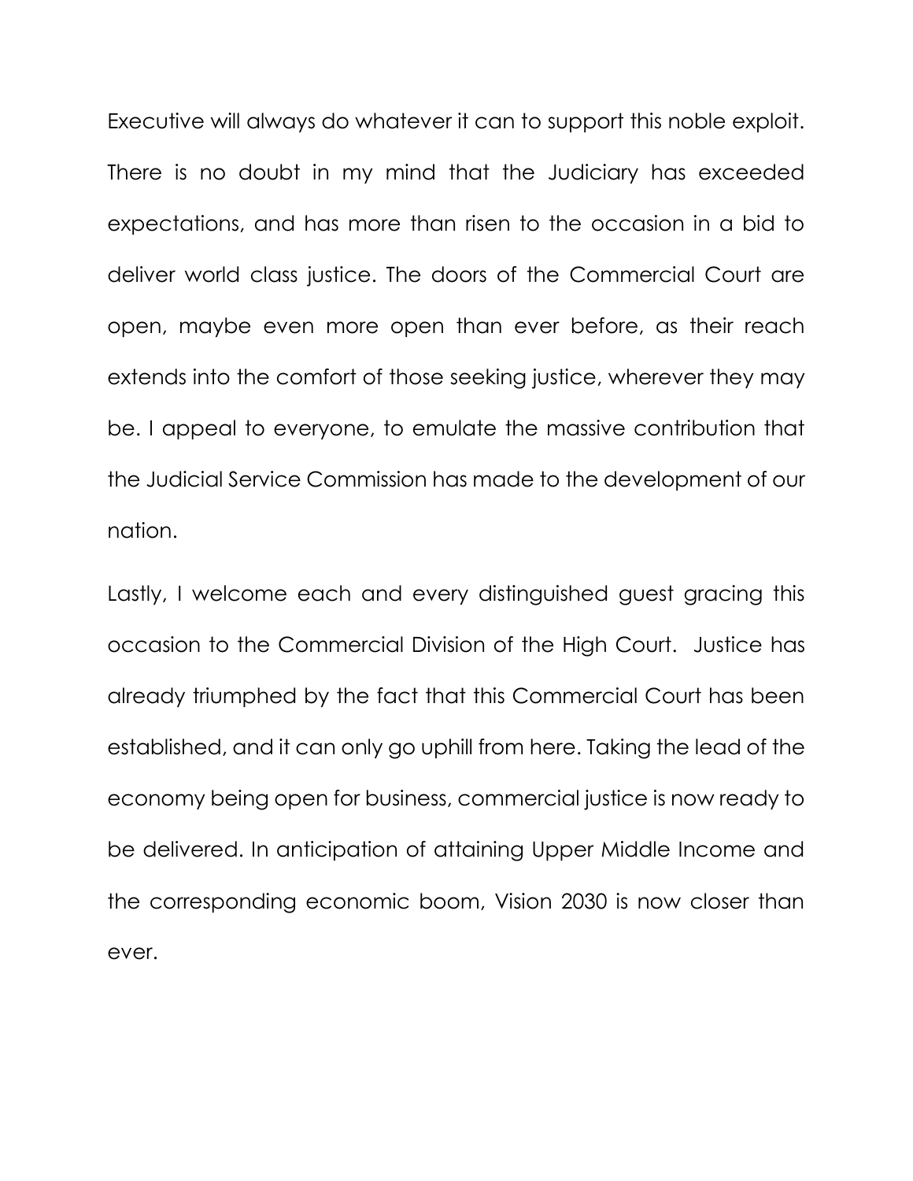Executive will always do whatever it can to support this noble exploit. There is no doubt in my mind that the Judiciary has exceeded expectations, and has more than risen to the occasion in a bid to deliver world class justice. The doors of the Commercial Court are open, maybe even more open than ever before, as their reach extends into the comfort of those seeking justice, wherever they may be. I appeal to everyone, to emulate the massive contribution that the Judicial Service Commission has made to the development of our nation.

Lastly, I welcome each and every distinguished guest gracing this occasion to the Commercial Division of the High Court. Justice has already triumphed by the fact that this Commercial Court has been established, and it can only go uphill from here. Taking the lead of the economy being open for business, commercial justice is now ready to be delivered. In anticipation of attaining Upper Middle Income and the corresponding economic boom, Vision 2030 is now closer than ever.